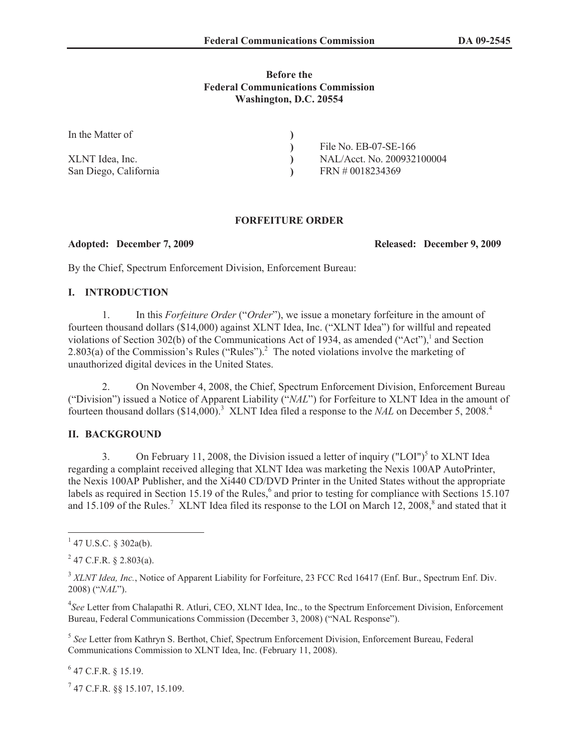**Before the**
**Federal Communications Commission**
**Washington, D.C. 20554**

| | | |
|---|---|---|
| In the Matter of | ) | |
| | ) | File No. EB-07-SE-166 |
| XLNT Idea, Inc. | ) | NAL/Acct. No. 200932100004 |
| San Diego, California | ) | FRN # 0018234369 |

# FORFEITURE ORDER

**Adopted: December 7, 2009** **Released: December 9, 2009**

By the Chief, Spectrum Enforcement Division, Enforcement Bureau:

## I. INTRODUCTION

1. In this *Forfeiture Order* ("*Order*"), we issue a monetary forfeiture in the amount of fourteen thousand dollars ($14,000) against XLNT Idea, Inc. ("XLNT Idea") for willful and repeated violations of Section 302(b) of the Communications Act of 1934, as amended ("Act"),[1] and Section 2.803(a) of the Commission's Rules ("Rules").[2] The noted violations involve the marketing of unauthorized digital devices in the United States.

2. On November 4, 2008, the Chief, Spectrum Enforcement Division, Enforcement Bureau ("Division") issued a Notice of Apparent Liability ("*NAL*") for Forfeiture to XLNT Idea in the amount of fourteen thousand dollars ($14,000).[3] XLNT Idea filed a response to the *NAL* on December 5, 2008.[4]

## II. BACKGROUND

3. On February 11, 2008, the Division issued a letter of inquiry ("LOI")[5] to XLNT Idea regarding a complaint received alleging that XLNT Idea was marketing the Nexis 100AP AutoPrinter, the Nexis 100AP Publisher, and the Xi440 CD/DVD Printer in the United States without the appropriate labels as required in Section 15.19 of the Rules,[6] and prior to testing for compliance with Sections 15.107 and 15.109 of the Rules.[7] XLNT Idea filed its response to the LOI on March 12, 2008,[8] and stated that it

---

[1] 47 U.S.C. § 302a(b).

[2] 47 C.F.R. § 2.803(a).

[3] *XLNT Idea, Inc.*, Notice of Apparent Liability for Forfeiture, 23 FCC Rcd 16417 (Enf. Bur., Spectrum Enf. Div. 2008) ("*NAL*").

[4] *See* Letter from Chalapathi R. Atluri, CEO, XLNT Idea, Inc., to the Spectrum Enforcement Division, Enforcement Bureau, Federal Communications Commission (December 3, 2008) ("NAL Response").

[5] *See* Letter from Kathryn S. Berthot, Chief, Spectrum Enforcement Division, Enforcement Bureau, Federal Communications Commission to XLNT Idea, Inc. (February 11, 2008).

[6] 47 C.F.R. § 15.19.

[7] 47 C.F.R. §§ 15.107, 15.109.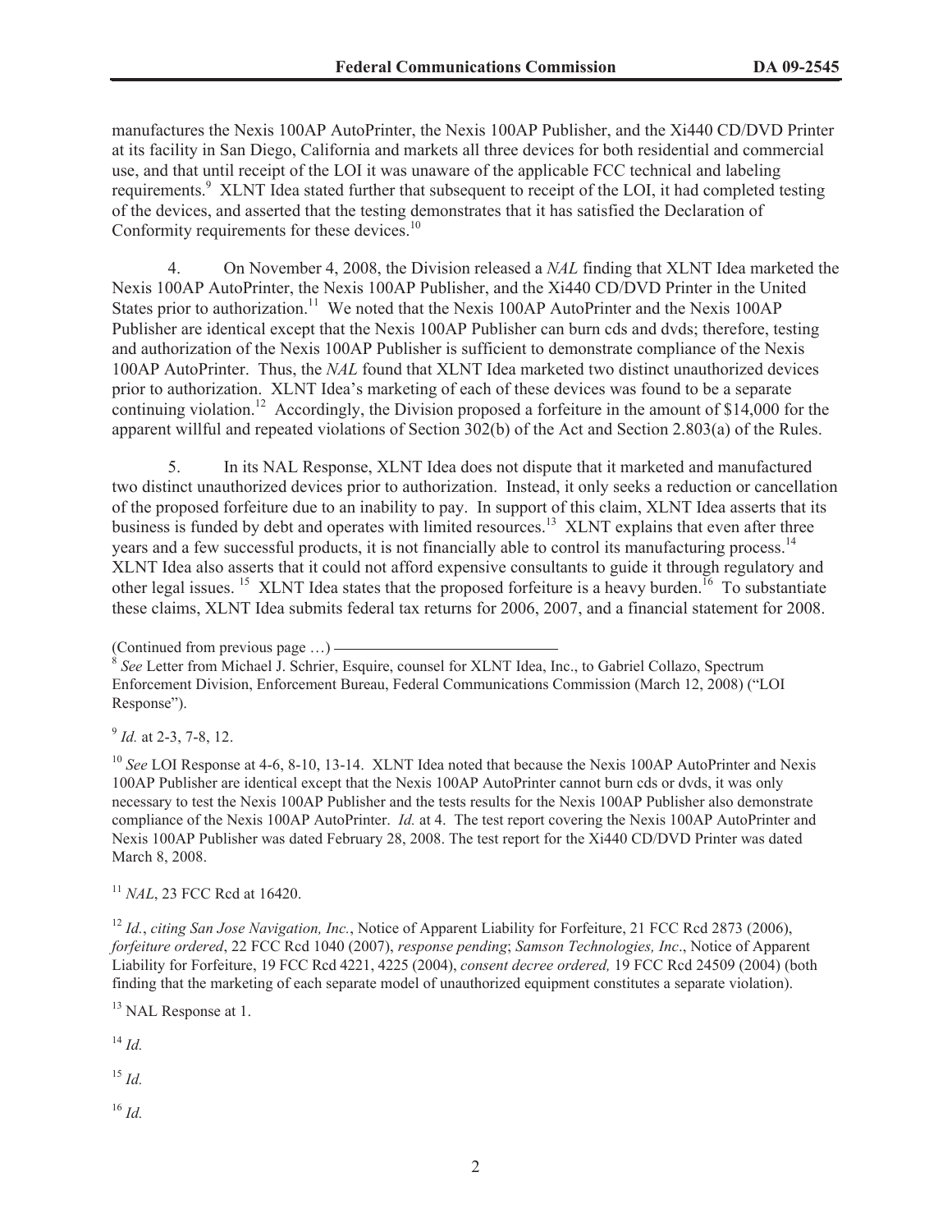manufactures the Nexis 100AP AutoPrinter, the Nexis 100AP Publisher, and the Xi440 CD/DVD Printer at its facility in San Diego, California and markets all three devices for both residential and commercial use, and that until receipt of the LOI it was unaware of the applicable FCC technical and labeling requirements.[9] XLNT Idea stated further that subsequent to receipt of the LOI, it had completed testing of the devices, and asserted that the testing demonstrates that it has satisfied the Declaration of Conformity requirements for these devices.[10]

4. On November 4, 2008, the Division released a *NAL* finding that XLNT Idea marketed the Nexis 100AP AutoPrinter, the Nexis 100AP Publisher, and the Xi440 CD/DVD Printer in the United States prior to authorization.[11] We noted that the Nexis 100AP AutoPrinter and the Nexis 100AP Publisher are identical except that the Nexis 100AP Publisher can burn cds and dvds; therefore, testing and authorization of the Nexis 100AP Publisher is sufficient to demonstrate compliance of the Nexis 100AP AutoPrinter. Thus, the *NAL* found that XLNT Idea marketed two distinct unauthorized devices prior to authorization. XLNT Idea's marketing of each of these devices was found to be a separate continuing violation.[12] Accordingly, the Division proposed a forfeiture in the amount of $14,000 for the apparent willful and repeated violations of Section 302(b) of the Act and Section 2.803(a) of the Rules.

5. In its NAL Response, XLNT Idea does not dispute that it marketed and manufactured two distinct unauthorized devices prior to authorization. Instead, it only seeks a reduction or cancellation of the proposed forfeiture due to an inability to pay. In support of this claim, XLNT Idea asserts that its business is funded by debt and operates with limited resources.[13] XLNT explains that even after three years and a few successful products, it is not financially able to control its manufacturing process.[14] XLNT Idea also asserts that it could not afford expensive consultants to guide it through regulatory and other legal issues.[15] XLNT Idea states that the proposed forfeiture is a heavy burden.[16] To substantiate these claims, XLNT Idea submits federal tax returns for 2006, 2007, and a financial statement for 2008.

(Continued from previous page …)

[8] *See* Letter from Michael J. Schrier, Esquire, counsel for XLNT Idea, Inc., to Gabriel Collazo, Spectrum Enforcement Division, Enforcement Bureau, Federal Communications Commission (March 12, 2008) ("LOI Response").

[9] *Id.* at 2-3, 7-8, 12.

[10] *See* LOI Response at 4-6, 8-10, 13-14. XLNT Idea noted that because the Nexis 100AP AutoPrinter and Nexis 100AP Publisher are identical except that the Nexis 100AP AutoPrinter cannot burn cds or dvds, it was only necessary to test the Nexis 100AP Publisher and the tests results for the Nexis 100AP Publisher also demonstrate compliance of the Nexis 100AP AutoPrinter. *Id.* at 4. The test report covering the Nexis 100AP AutoPrinter and Nexis 100AP Publisher was dated February 28, 2008. The test report for the Xi440 CD/DVD Printer was dated March 8, 2008.

[11] *NAL*, 23 FCC Rcd at 16420.

[12] *Id.*, *citing San Jose Navigation, Inc.*, Notice of Apparent Liability for Forfeiture, 21 FCC Rcd 2873 (2006), *forfeiture ordered*, 22 FCC Rcd 1040 (2007), *response pending*; *Samson Technologies, Inc*., Notice of Apparent Liability for Forfeiture, 19 FCC Rcd 4221, 4225 (2004), *consent decree ordered,* 19 FCC Rcd 24509 (2004) (both finding that the marketing of each separate model of unauthorized equipment constitutes a separate violation).

[13] NAL Response at 1.

[14] *Id.*

[15] *Id.*

[16] *Id.*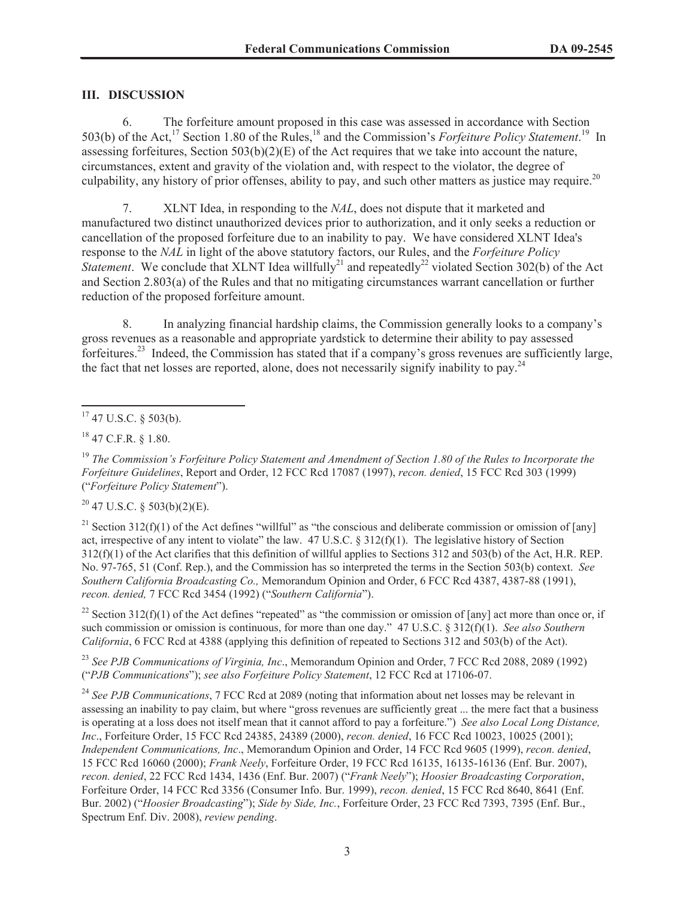## III. DISCUSSION

6. The forfeiture amount proposed in this case was assessed in accordance with Section 503(b) of the Act,[17] Section 1.80 of the Rules,[18] and the Commission's *Forfeiture Policy Statement*.[19] In assessing forfeitures, Section 503(b)(2)(E) of the Act requires that we take into account the nature, circumstances, extent and gravity of the violation and, with respect to the violator, the degree of culpability, any history of prior offenses, ability to pay, and such other matters as justice may require.[20]

7. XLNT Idea, in responding to the *NAL*, does not dispute that it marketed and manufactured two distinct unauthorized devices prior to authorization, and it only seeks a reduction or cancellation of the proposed forfeiture due to an inability to pay. We have considered XLNT Idea's response to the *NAL* in light of the above statutory factors, our Rules, and the *Forfeiture Policy Statement*. We conclude that XLNT Idea willfully[21] and repeatedly[22] violated Section 302(b) of the Act and Section 2.803(a) of the Rules and that no mitigating circumstances warrant cancellation or further reduction of the proposed forfeiture amount.

8. In analyzing financial hardship claims, the Commission generally looks to a company's gross revenues as a reasonable and appropriate yardstick to determine their ability to pay assessed forfeitures.[23] Indeed, the Commission has stated that if a company's gross revenues are sufficiently large, the fact that net losses are reported, alone, does not necessarily signify inability to pay.[24]

---

[17] 47 U.S.C. § 503(b).

[18] 47 C.F.R. § 1.80.

[19] *The Commission's Forfeiture Policy Statement and Amendment of Section 1.80 of the Rules to Incorporate the Forfeiture Guidelines*, Report and Order, 12 FCC Rcd 17087 (1997), *recon. denied*, 15 FCC Rcd 303 (1999) ("*Forfeiture Policy Statement*").

[20] 47 U.S.C. § 503(b)(2)(E).

[21] Section 312(f)(1) of the Act defines "willful" as "the conscious and deliberate commission or omission of [any] act, irrespective of any intent to violate" the law. 47 U.S.C. § 312(f)(1). The legislative history of Section 312(f)(1) of the Act clarifies that this definition of willful applies to Sections 312 and 503(b) of the Act, H.R. REP. No. 97-765, 51 (Conf. Rep.), and the Commission has so interpreted the terms in the Section 503(b) context. *See Southern California Broadcasting Co.,* Memorandum Opinion and Order, 6 FCC Rcd 4387, 4387-88 (1991), *recon. denied,* 7 FCC Rcd 3454 (1992) ("*Southern California*").

[22] Section 312(f)(1) of the Act defines "repeated" as "the commission or omission of [any] act more than once or, if such commission or omission is continuous, for more than one day." 47 U.S.C. § 312(f)(1). *See also Southern California*, 6 FCC Rcd at 4388 (applying this definition of repeated to Sections 312 and 503(b) of the Act).

[23] *See PJB Communications of Virginia, Inc*., Memorandum Opinion and Order, 7 FCC Rcd 2088, 2089 (1992) ("*PJB Communications*"); *see also Forfeiture Policy Statement*, 12 FCC Rcd at 17106-07.

[24] *See PJB Communications*, 7 FCC Rcd at 2089 (noting that information about net losses may be relevant in assessing an inability to pay claim, but where "gross revenues are sufficiently great ... the mere fact that a business is operating at a loss does not itself mean that it cannot afford to pay a forfeiture.") *See also Local Long Distance, Inc*., Forfeiture Order, 15 FCC Rcd 24385, 24389 (2000), *recon. denied*, 16 FCC Rcd 10023, 10025 (2001); *Independent Communications, Inc*., Memorandum Opinion and Order, 14 FCC Rcd 9605 (1999), *recon. denied*, 15 FCC Rcd 16060 (2000); *Frank Neely*, Forfeiture Order, 19 FCC Rcd 16135, 16135-16136 (Enf. Bur. 2007), *recon. denied*, 22 FCC Rcd 1434, 1436 (Enf. Bur. 2007) ("*Frank Neely*"); *Hoosier Broadcasting Corporation*, Forfeiture Order, 14 FCC Rcd 3356 (Consumer Info. Bur. 1999), *recon. denied*, 15 FCC Rcd 8640, 8641 (Enf. Bur. 2002) ("*Hoosier Broadcasting*"); *Side by Side, Inc.*, Forfeiture Order, 23 FCC Rcd 7393, 7395 (Enf. Bur., Spectrum Enf. Div. 2008), *review pending*.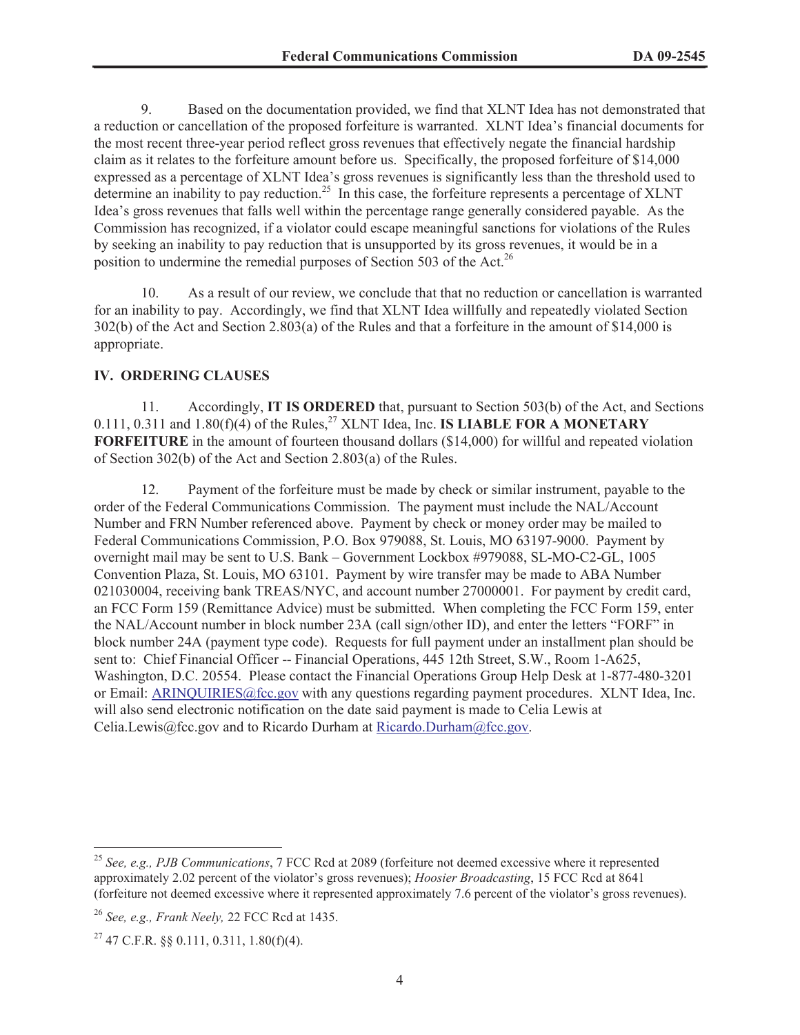9. Based on the documentation provided, we find that XLNT Idea has not demonstrated that a reduction or cancellation of the proposed forfeiture is warranted. XLNT Idea's financial documents for the most recent three-year period reflect gross revenues that effectively negate the financial hardship claim as it relates to the forfeiture amount before us. Specifically, the proposed forfeiture of $14,000 expressed as a percentage of XLNT Idea's gross revenues is significantly less than the threshold used to determine an inability to pay reduction.[25] In this case, the forfeiture represents a percentage of XLNT Idea's gross revenues that falls well within the percentage range generally considered payable. As the Commission has recognized, if a violator could escape meaningful sanctions for violations of the Rules by seeking an inability to pay reduction that is unsupported by its gross revenues, it would be in a position to undermine the remedial purposes of Section 503 of the Act.[26]

10. As a result of our review, we conclude that that no reduction or cancellation is warranted for an inability to pay. Accordingly, we find that XLNT Idea willfully and repeatedly violated Section 302(b) of the Act and Section 2.803(a) of the Rules and that a forfeiture in the amount of $14,000 is appropriate.

## IV. ORDERING CLAUSES

11. Accordingly, **IT IS ORDERED** that, pursuant to Section 503(b) of the Act, and Sections 0.111, 0.311 and 1.80(f)(4) of the Rules,[27] XLNT Idea, Inc. **IS LIABLE FOR A MONETARY FORFEITURE** in the amount of fourteen thousand dollars ($14,000) for willful and repeated violation of Section 302(b) of the Act and Section 2.803(a) of the Rules.

12. Payment of the forfeiture must be made by check or similar instrument, payable to the order of the Federal Communications Commission. The payment must include the NAL/Account Number and FRN Number referenced above. Payment by check or money order may be mailed to Federal Communications Commission, P.O. Box 979088, St. Louis, MO 63197-9000. Payment by overnight mail may be sent to U.S. Bank – Government Lockbox #979088, SL-MO-C2-GL, 1005 Convention Plaza, St. Louis, MO 63101. Payment by wire transfer may be made to ABA Number 021030004, receiving bank TREAS/NYC, and account number 27000001. For payment by credit card, an FCC Form 159 (Remittance Advice) must be submitted. When completing the FCC Form 159, enter the NAL/Account number in block number 23A (call sign/other ID), and enter the letters "FORF" in block number 24A (payment type code). Requests for full payment under an installment plan should be sent to: Chief Financial Officer -- Financial Operations, 445 12th Street, S.W., Room 1-A625, Washington, D.C. 20554. Please contact the Financial Operations Group Help Desk at 1-877-480-3201 or Email: ARINQUIRIES@fcc.gov with any questions regarding payment procedures. XLNT Idea, Inc. will also send electronic notification on the date said payment is made to Celia Lewis at Celia.Lewis@fcc.gov and to Ricardo Durham at Ricardo.Durham@fcc.gov.

---

[25] *See, e.g., PJB Communications*, 7 FCC Rcd at 2089 (forfeiture not deemed excessive where it represented approximately 2.02 percent of the violator's gross revenues); *Hoosier Broadcasting*, 15 FCC Rcd at 8641 (forfeiture not deemed excessive where it represented approximately 7.6 percent of the violator's gross revenues).

[26] *See, e.g., Frank Neely,* 22 FCC Rcd at 1435.

[27] 47 C.F.R. §§ 0.111, 0.311, 1.80(f)(4).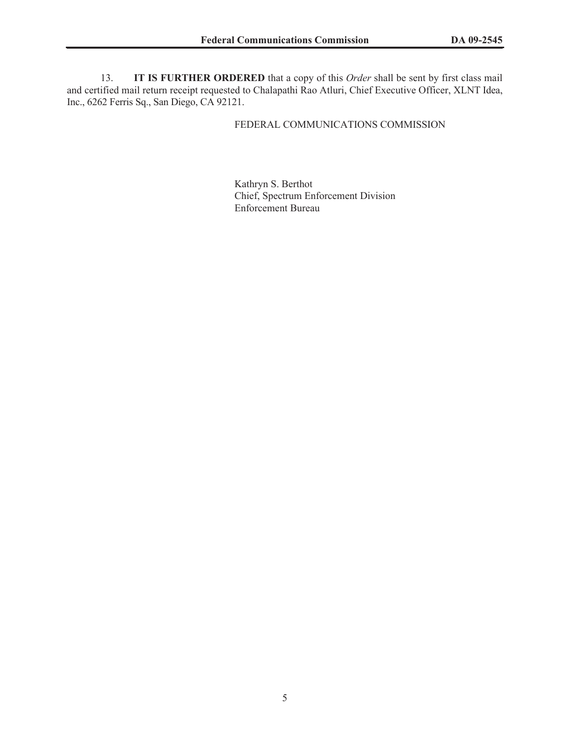13. **IT IS FURTHER ORDERED** that a copy of this *Order* shall be sent by first class mail and certified mail return receipt requested to Chalapathi Rao Atluri, Chief Executive Officer, XLNT Idea, Inc., 6262 Ferris Sq., San Diego, CA 92121.

FEDERAL COMMUNICATIONS COMMISSION

Kathryn S. Berthot
Chief, Spectrum Enforcement Division
Enforcement Bureau